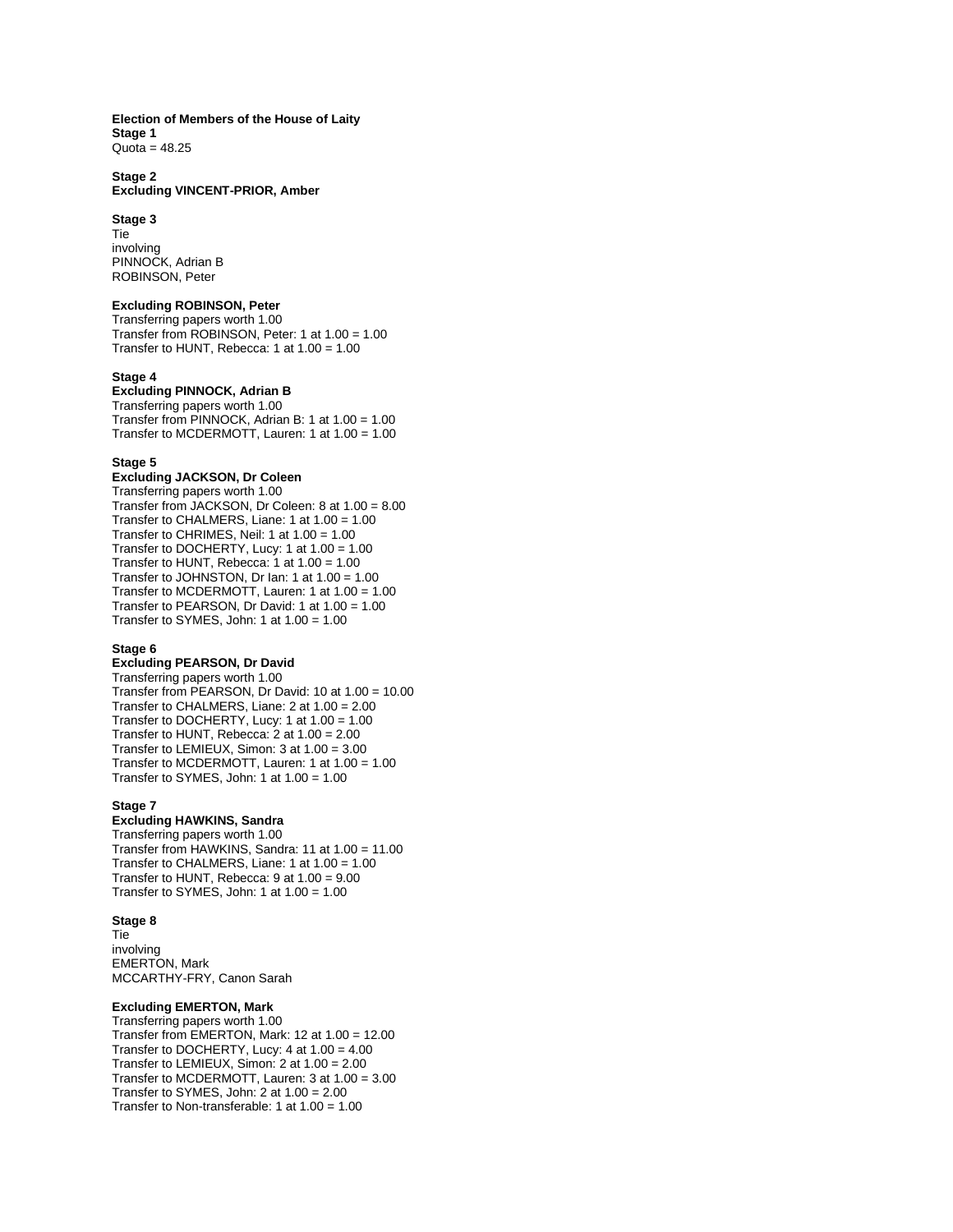**Election of Members of the House of Laity**
**Stage 1**
Quota = 48.25

**Stage 2**
**Excluding VINCENT-PRIOR, Amber**

**Stage 3**
Tie
involving
PINNOCK, Adrian B
ROBINSON, Peter

**Excluding ROBINSON, Peter**
Transferring papers worth 1.00
Transfer from ROBINSON, Peter: 1 at 1.00 = 1.00
Transfer to HUNT, Rebecca: 1 at 1.00 = 1.00

**Stage 4**
**Excluding PINNOCK, Adrian B**
Transferring papers worth 1.00
Transfer from PINNOCK, Adrian B: 1 at 1.00 = 1.00
Transfer to MCDERMOTT, Lauren: 1 at 1.00 = 1.00

**Stage 5**
**Excluding JACKSON, Dr Coleen**
Transferring papers worth 1.00
Transfer from JACKSON, Dr Coleen: 8 at 1.00 = 8.00
Transfer to CHALMERS, Liane: 1 at 1.00 = 1.00
Transfer to CHRIMES, Neil: 1 at 1.00 = 1.00
Transfer to DOCHERTY, Lucy: 1 at 1.00 = 1.00
Transfer to HUNT, Rebecca: 1 at 1.00 = 1.00
Transfer to JOHNSTON, Dr Ian: 1 at 1.00 = 1.00
Transfer to MCDERMOTT, Lauren: 1 at 1.00 = 1.00
Transfer to PEARSON, Dr David: 1 at 1.00 = 1.00
Transfer to SYMES, John: 1 at 1.00 = 1.00

**Stage 6**
**Excluding PEARSON, Dr David**
Transferring papers worth 1.00
Transfer from PEARSON, Dr David: 10 at 1.00 = 10.00
Transfer to CHALMERS, Liane: 2 at 1.00 = 2.00
Transfer to DOCHERTY, Lucy: 1 at 1.00 = 1.00
Transfer to HUNT, Rebecca: 2 at 1.00 = 2.00
Transfer to LEMIEUX, Simon: 3 at 1.00 = 3.00
Transfer to MCDERMOTT, Lauren: 1 at 1.00 = 1.00
Transfer to SYMES, John: 1 at 1.00 = 1.00

**Stage 7**
**Excluding HAWKINS, Sandra**
Transferring papers worth 1.00
Transfer from HAWKINS, Sandra: 11 at 1.00 = 11.00
Transfer to CHALMERS, Liane: 1 at 1.00 = 1.00
Transfer to HUNT, Rebecca: 9 at 1.00 = 9.00
Transfer to SYMES, John: 1 at 1.00 = 1.00

**Stage 8**
Tie
involving
EMERTON, Mark
MCCARTHY-FRY, Canon Sarah

**Excluding EMERTON, Mark**
Transferring papers worth 1.00
Transfer from EMERTON, Mark: 12 at 1.00 = 12.00
Transfer to DOCHERTY, Lucy: 4 at 1.00 = 4.00
Transfer to LEMIEUX, Simon: 2 at 1.00 = 2.00
Transfer to MCDERMOTT, Lauren: 3 at 1.00 = 3.00
Transfer to SYMES, John: 2 at 1.00 = 2.00
Transfer to Non-transferable: 1 at 1.00 = 1.00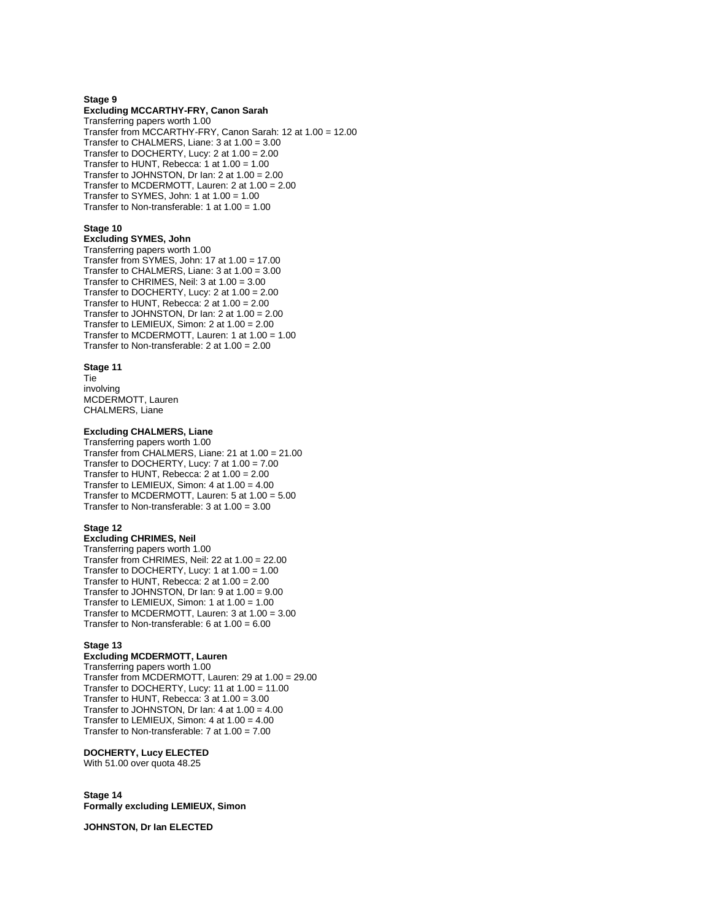**Stage 9**

**Excluding MCCARTHY-FRY, Canon Sarah**

Transferring papers worth 1.00
Transfer from MCCARTHY-FRY, Canon Sarah: 12 at 1.00 = 12.00
Transfer to CHALMERS, Liane: 3 at 1.00 = 3.00
Transfer to DOCHERTY, Lucy: 2 at 1.00 = 2.00
Transfer to HUNT, Rebecca: 1 at 1.00 = 1.00
Transfer to JOHNSTON, Dr Ian: 2 at 1.00 = 2.00
Transfer to MCDERMOTT, Lauren: 2 at 1.00 = 2.00
Transfer to SYMES, John: 1 at 1.00 = 1.00
Transfer to Non-transferable: 1 at 1.00 = 1.00

**Stage 10**

**Excluding SYMES, John**

Transferring papers worth 1.00
Transfer from SYMES, John: 17 at 1.00 = 17.00
Transfer to CHALMERS, Liane: 3 at 1.00 = 3.00
Transfer to CHRIMES, Neil: 3 at 1.00 = 3.00
Transfer to DOCHERTY, Lucy: 2 at 1.00 = 2.00
Transfer to HUNT, Rebecca: 2 at 1.00 = 2.00
Transfer to JOHNSTON, Dr Ian: 2 at 1.00 = 2.00
Transfer to LEMIEUX, Simon: 2 at 1.00 = 2.00
Transfer to MCDERMOTT, Lauren: 1 at 1.00 = 1.00
Transfer to Non-transferable: 2 at 1.00 = 2.00

**Stage 11**

Tie
involving
MCDERMOTT, Lauren
CHALMERS, Liane

**Excluding CHALMERS, Liane**

Transferring papers worth 1.00
Transfer from CHALMERS, Liane: 21 at 1.00 = 21.00
Transfer to DOCHERTY, Lucy: 7 at 1.00 = 7.00
Transfer to HUNT, Rebecca: 2 at 1.00 = 2.00
Transfer to LEMIEUX, Simon: 4 at 1.00 = 4.00
Transfer to MCDERMOTT, Lauren: 5 at 1.00 = 5.00
Transfer to Non-transferable: 3 at 1.00 = 3.00

**Stage 12**

**Excluding CHRIMES, Neil**

Transferring papers worth 1.00
Transfer from CHRIMES, Neil: 22 at 1.00 = 22.00
Transfer to DOCHERTY, Lucy: 1 at 1.00 = 1.00
Transfer to HUNT, Rebecca: 2 at 1.00 = 2.00
Transfer to JOHNSTON, Dr Ian: 9 at 1.00 = 9.00
Transfer to LEMIEUX, Simon: 1 at 1.00 = 1.00
Transfer to MCDERMOTT, Lauren: 3 at 1.00 = 3.00
Transfer to Non-transferable: 6 at 1.00 = 6.00

**Stage 13**

**Excluding MCDERMOTT, Lauren**

Transferring papers worth 1.00
Transfer from MCDERMOTT, Lauren: 29 at 1.00 = 29.00
Transfer to DOCHERTY, Lucy: 11 at 1.00 = 11.00
Transfer to HUNT, Rebecca: 3 at 1.00 = 3.00
Transfer to JOHNSTON, Dr Ian: 4 at 1.00 = 4.00
Transfer to LEMIEUX, Simon: 4 at 1.00 = 4.00
Transfer to Non-transferable: 7 at 1.00 = 7.00

**DOCHERTY, Lucy ELECTED**

With 51.00 over quota 48.25

**Stage 14**

**Formally excluding LEMIEUX, Simon**

**JOHNSTON, Dr Ian ELECTED**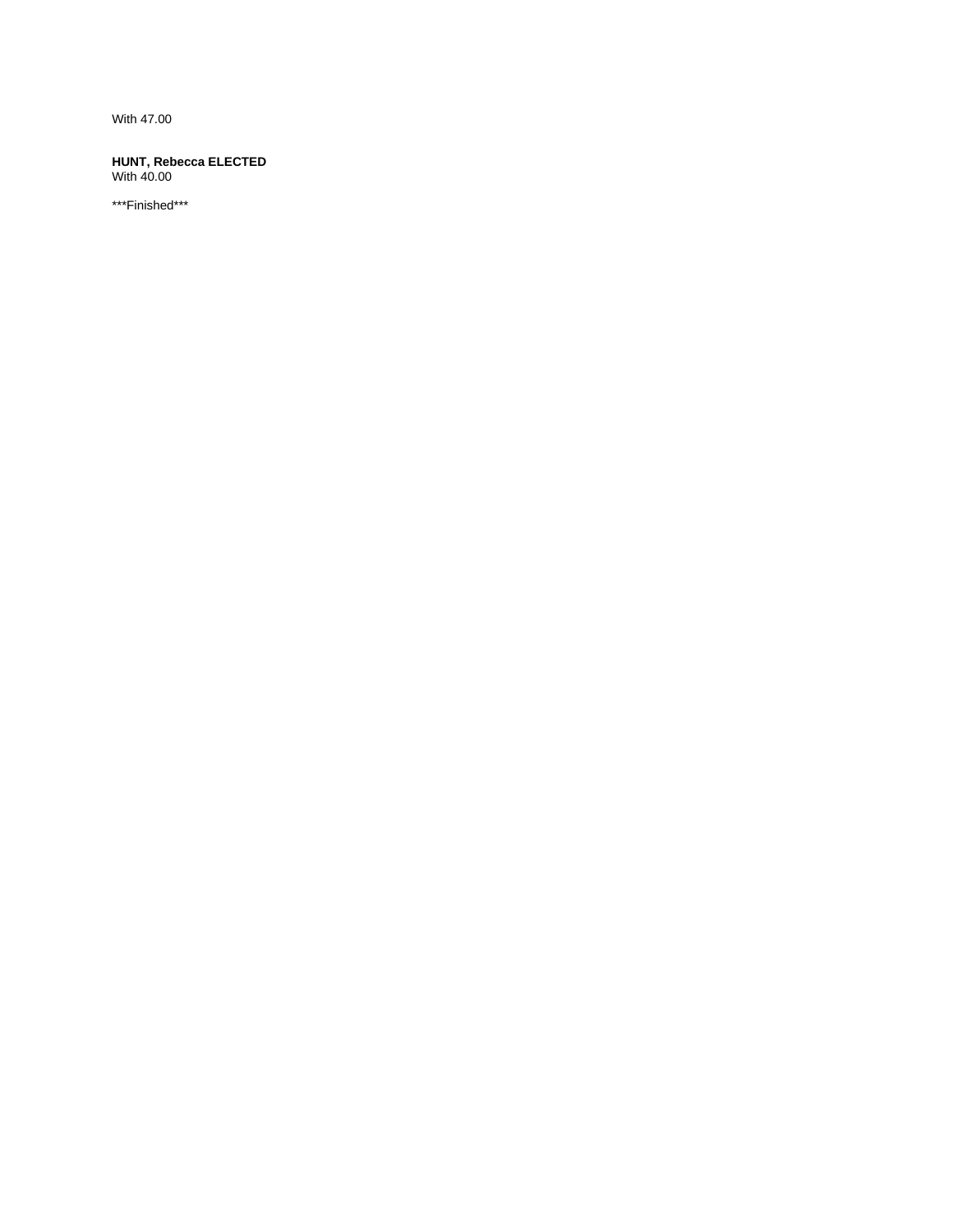With 47.00

**HUNT, Rebecca ELECTED**
With 40.00

***Finished***